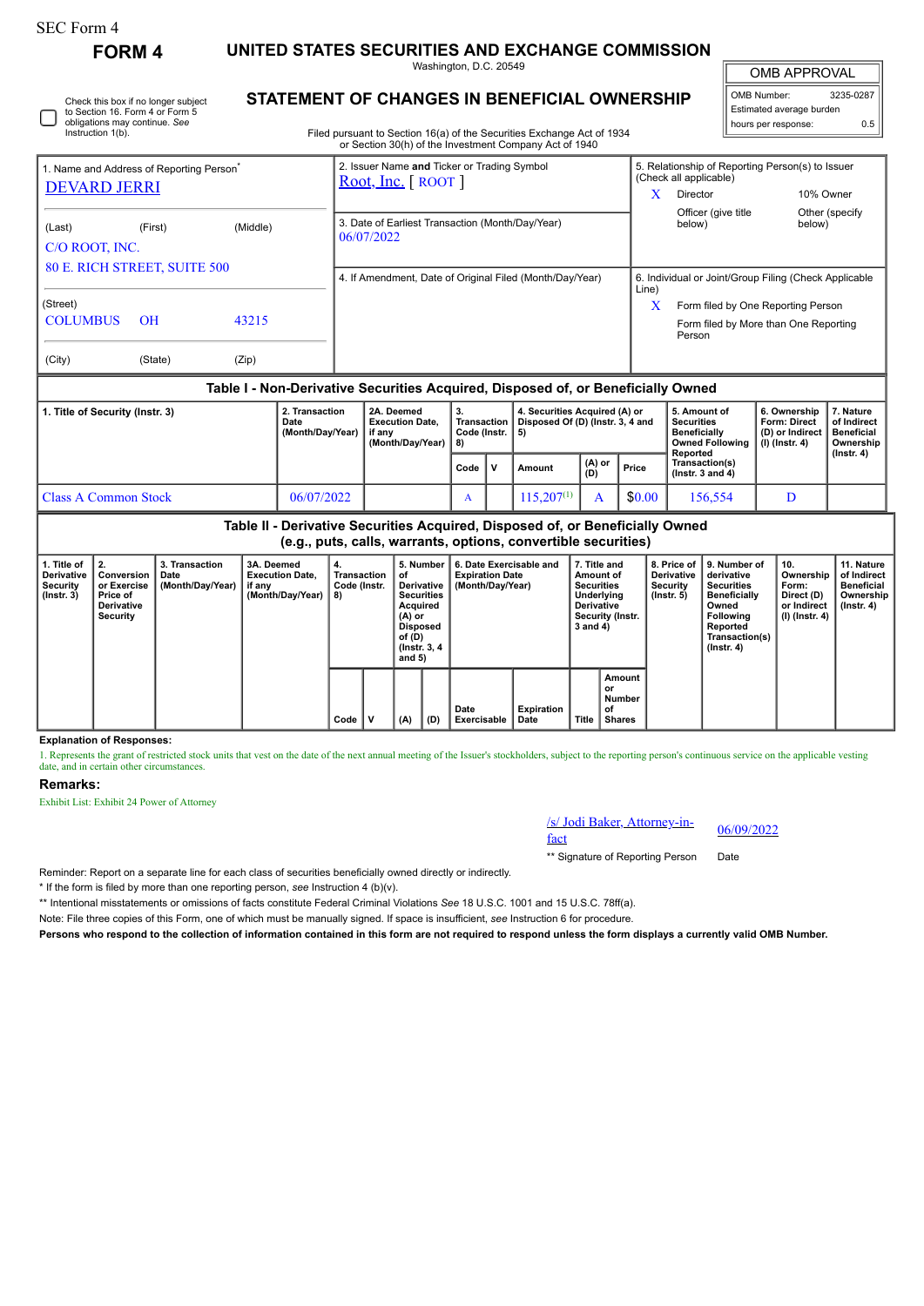SEC Form 4

# FORM 4

## UNITED STATES SECURITIES AND EXCHANGE COMMISSION

Washington, D.C. 20549

## STATEMENT OF CHANGES IN BENEFICIAL OWNERSHIP

Filed pursuant to Section 16(a) of the Securities Exchange Act of 1934 or Section 30(h) of the Investment Company Act of 1940

| OMB APPROVAL | |
|---|---|
| OMB Number: | 3235-0287 |
| Estimated average burden | |
| hours per response: | 0.5 |

☐ Check this box if no longer subject to Section 16. Form 4 or Form 5 obligations may continue. *See* Instruction 1(b).

| 1. Name and Address of Reporting Person* | 2. Issuer Name and Ticker or Trading Symbol | 5. Relationship of Reporting Person(s) to Issuer (Check all applicable) |
|---|---|---|
| DEVARD JERRI | Root, Inc. [ ROOT ] | X Director; 10% Owner; Officer (give title below); Other (specify below) |
| (Last) (First) (Middle) C/O ROOT, INC. 80 E. RICH STREET, SUITE 500 | 3. Date of Earliest Transaction (Month/Day/Year) 06/07/2022 | |
| (Street) COLUMBUS OH 43215 | 4. If Amendment, Date of Original Filed (Month/Day/Year) | 6. Individual or Joint/Group Filing (Check Applicable Line) X Form filed by One Reporting Person; Form filed by More than One Reporting Person |
| (City) (State) (Zip) | | |

### Table I - Non-Derivative Securities Acquired, Disposed of, or Beneficially Owned

| 1. Title of Security (Instr. 3) | 2. Transaction Date (Month/Day/Year) | 2A. Deemed Execution Date, if any (Month/Day/Year) | 3. Transaction Code (Instr. 8) | | 4. Securities Acquired (A) or Disposed Of (D) (Instr. 3, 4 and 5) | | | 5. Amount of Securities Beneficially Owned Following Reported Transaction(s) (Instr. 3 and 4) | 6. Ownership Form: Direct (D) or Indirect (I) (Instr. 4) | 7. Nature of Indirect Beneficial Ownership (Instr. 4) |
|---|---|---|---|---|---|---|---|---|---|---|
| | | | Code | V | Amount | (A) or (D) | Price | | | |
| Class A Common Stock | 06/07/2022 | | A | | 115,207[1] | A | $0.00 | 156,554 | D | |

### Table II - Derivative Securities Acquired, Disposed of, or Beneficially Owned (e.g., puts, calls, warrants, options, convertible securities)

| 1. Title of Derivative Security (Instr. 3) | 2. Conversion or Exercise Price of Derivative Security | 3. Transaction Date (Month/Day/Year) | 3A. Deemed Execution Date, if any (Month/Day/Year) | 4. Transaction Code (Instr. 8) | | 5. Number of Derivative Securities Acquired (A) or Disposed of (D) (Instr. 3, 4 and 5) | | 6. Date Exercisable and Expiration Date (Month/Day/Year) | | 7. Title and Amount of Securities Underlying Derivative Security (Instr. 3 and 4) | | 8. Price of Derivative Security (Instr. 5) | 9. Number of derivative Securities Beneficially Owned Following Reported Transaction(s) (Instr. 4) | 10. Ownership Form: Direct (D) or Indirect (I) (Instr. 4) | 11. Nature of Indirect Beneficial Ownership (Instr. 4) |
|---|---|---|---|---|---|---|---|---|---|---|---|---|---|---|---|
| | | | | Code | V | (A) | (D) | Date Exercisable | Expiration Date | Title | Amount or Number of Shares | | | | |

**Explanation of Responses:**

1. Represents the grant of restricted stock units that vest on the date of the next annual meeting of the Issuer's stockholders, subject to the reporting person's continuous service on the applicable vesting date, and in certain other circumstances.

**Remarks:**

Exhibit List: Exhibit 24 Power of Attorney

| /s/ Jodi Baker, Attorney-in-fact | 06/09/2022 |
|---|---|
| ** Signature of Reporting Person | Date |

Reminder: Report on a separate line for each class of securities beneficially owned directly or indirectly.

\* If the form is filed by more than one reporting person, *see* Instruction 4 (b)(v).

\*\* Intentional misstatements or omissions of facts constitute Federal Criminal Violations *See* 18 U.S.C. 1001 and 15 U.S.C. 78ff(a).

Note: File three copies of this Form, one of which must be manually signed. If space is insufficient, *see* Instruction 6 for procedure.

**Persons who respond to the collection of information contained in this form are not required to respond unless the form displays a currently valid OMB Number.**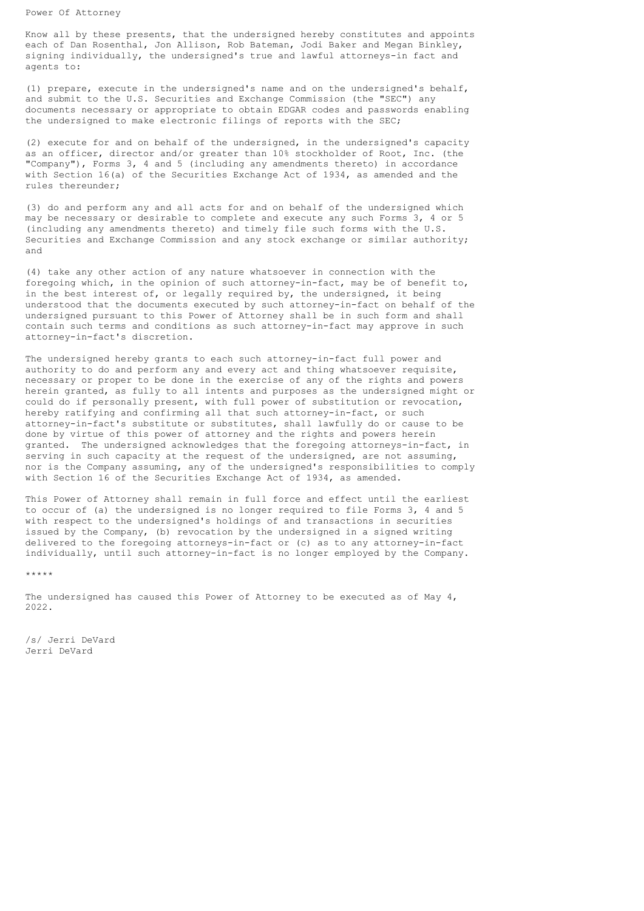# Power Of Attorney

Know all by these presents, that the undersigned hereby constitutes and appoints each of Dan Rosenthal, Jon Allison, Rob Bateman, Jodi Baker and Megan Binkley, signing individually, the undersigned's true and lawful attorneys-in fact and agents to:

(1) prepare, execute in the undersigned's name and on the undersigned's behalf, and submit to the U.S. Securities and Exchange Commission (the "SEC") any documents necessary or appropriate to obtain EDGAR codes and passwords enabling the undersigned to make electronic filings of reports with the SEC;

(2) execute for and on behalf of the undersigned, in the undersigned's capacity as an officer, director and/or greater than 10% stockholder of Root, Inc. (the "Company"), Forms 3, 4 and 5 (including any amendments thereto) in accordance with Section 16(a) of the Securities Exchange Act of 1934, as amended and the rules thereunder;

(3) do and perform any and all acts for and on behalf of the undersigned which may be necessary or desirable to complete and execute any such Forms 3, 4 or 5 (including any amendments thereto) and timely file such forms with the U.S. Securities and Exchange Commission and any stock exchange or similar authority; and

(4) take any other action of any nature whatsoever in connection with the foregoing which, in the opinion of such attorney-in-fact, may be of benefit to, in the best interest of, or legally required by, the undersigned, it being understood that the documents executed by such attorney-in-fact on behalf of the undersigned pursuant to this Power of Attorney shall be in such form and shall contain such terms and conditions as such attorney-in-fact may approve in such attorney-in-fact's discretion.

The undersigned hereby grants to each such attorney-in-fact full power and authority to do and perform any and every act and thing whatsoever requisite, necessary or proper to be done in the exercise of any of the rights and powers herein granted, as fully to all intents and purposes as the undersigned might or could do if personally present, with full power of substitution or revocation, hereby ratifying and confirming all that such attorney-in-fact, or such attorney-in-fact's substitute or substitutes, shall lawfully do or cause to be done by virtue of this power of attorney and the rights and powers herein granted. The undersigned acknowledges that the foregoing attorneys-in-fact, in serving in such capacity at the request of the undersigned, are not assuming, nor is the Company assuming, any of the undersigned's responsibilities to comply with Section 16 of the Securities Exchange Act of 1934, as amended.

This Power of Attorney shall remain in full force and effect until the earliest to occur of (a) the undersigned is no longer required to file Forms 3, 4 and 5 with respect to the undersigned's holdings of and transactions in securities issued by the Company, (b) revocation by the undersigned in a signed writing delivered to the foregoing attorneys-in-fact or (c) as to any attorney-in-fact individually, until such attorney-in-fact is no longer employed by the Company.

*****

The undersigned has caused this Power of Attorney to be executed as of May 4, 2022.

/s/ Jerri DeVard
Jerri DeVard